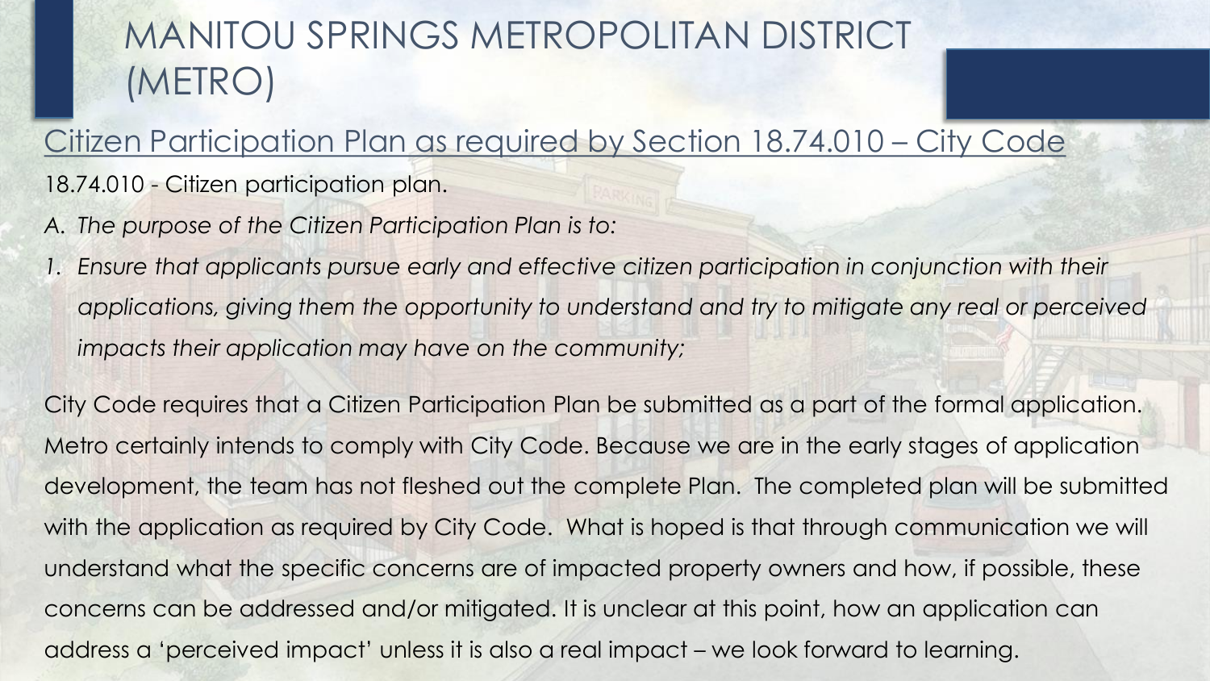# MANITOU SPRINGS METROPOLITAN DISTRICT (METRO)

## Citizen Participation Plan as required by Section 18.74.010 – City Code

18.74.010 - Citizen participation plan.

*A. The purpose of the Citizen Participation Plan is to:*

*1. Ensure that applicants pursue early and effective citizen participation in conjunction with their applications, giving them the opportunity to understand and try to mitigate any real or perceived impacts their application may have on the community;*

City Code requires that a Citizen Participation Plan be submitted as a part of the formal application. Metro certainly intends to comply with City Code. Because we are in the early stages of application development, the team has not fleshed out the complete Plan. The completed plan will be submitted with the application as required by City Code. What is hoped is that through communication we will understand what the specific concerns are of impacted property owners and how, if possible, these concerns can be addressed and/or mitigated. It is unclear at this point, how an application can address a 'perceived impact' unless it is also a real impact – we look forward to learning.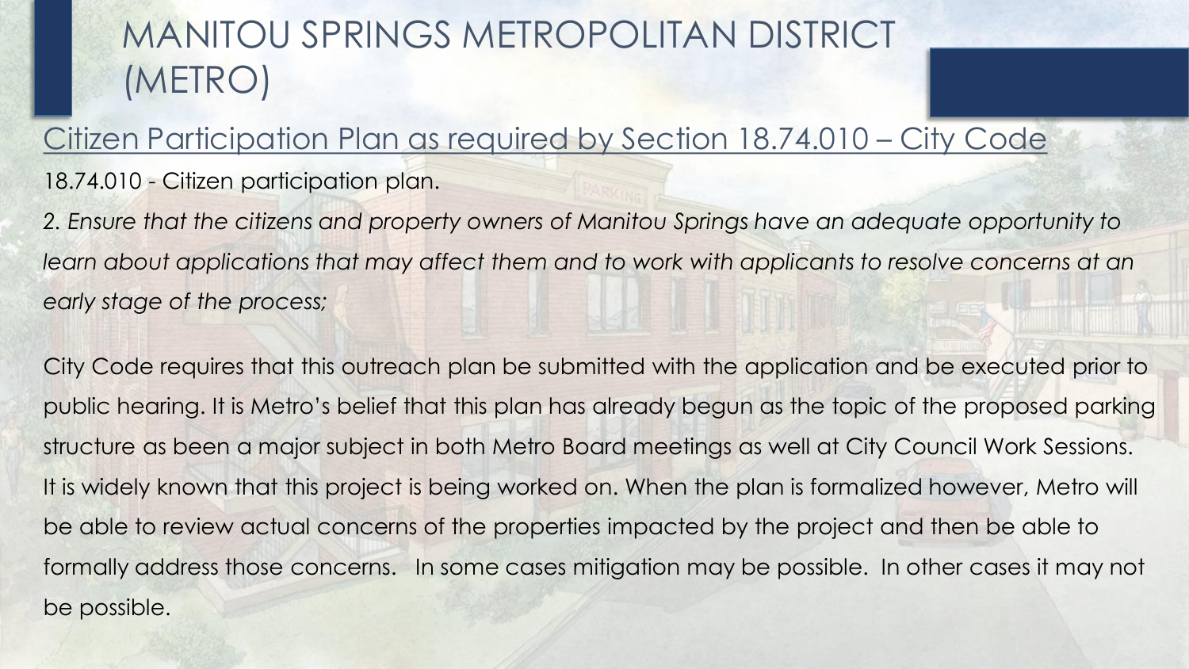# MANITOU SPRINGS METROPOLITAN DISTRICT (METRO)

## Citizen Participation Plan as required by Section 18.74.010 – City Code

18.74.010 - Citizen participation plan.

*2. Ensure that the citizens and property owners of Manitou Springs have an adequate opportunity to learn about applications that may affect them and to work with applicants to resolve concerns at an early stage of the process;*

City Code requires that this outreach plan be submitted with the application and be executed prior to public hearing. It is Metro's belief that this plan has already begun as the topic of the proposed parking structure as been a major subject in both Metro Board meetings as well at City Council Work Sessions. It is widely known that this project is being worked on. When the plan is formalized however, Metro will be able to review actual concerns of the properties impacted by the project and then be able to formally address those concerns. In some cases mitigation may be possible. In other cases it may not be possible.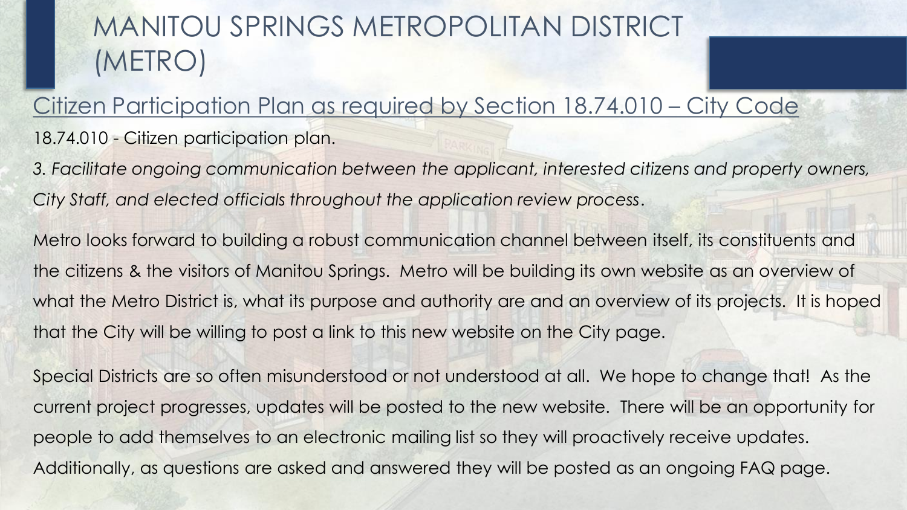# MANITOU SPRINGS METROPOLITAN DISTRICT (METRO)

## Citizen Participation Plan as required by Section 18.74.010 – City Code

18.74.010 - Citizen participation plan.

*3. Facilitate ongoing communication between the applicant, interested citizens and property owners, City Staff, and elected officials throughout the application review process*.

Metro looks forward to building a robust communication channel between itself, its constituents and the citizens & the visitors of Manitou Springs. Metro will be building its own website as an overview of what the Metro District is, what its purpose and authority are and an overview of its projects. It is hoped that the City will be willing to post a link to this new website on the City page.

Special Districts are so often misunderstood or not understood at all. We hope to change that! As the current project progresses, updates will be posted to the new website. There will be an opportunity for people to add themselves to an electronic mailing list so they will proactively receive updates. Additionally, as questions are asked and answered they will be posted as an ongoing FAQ page.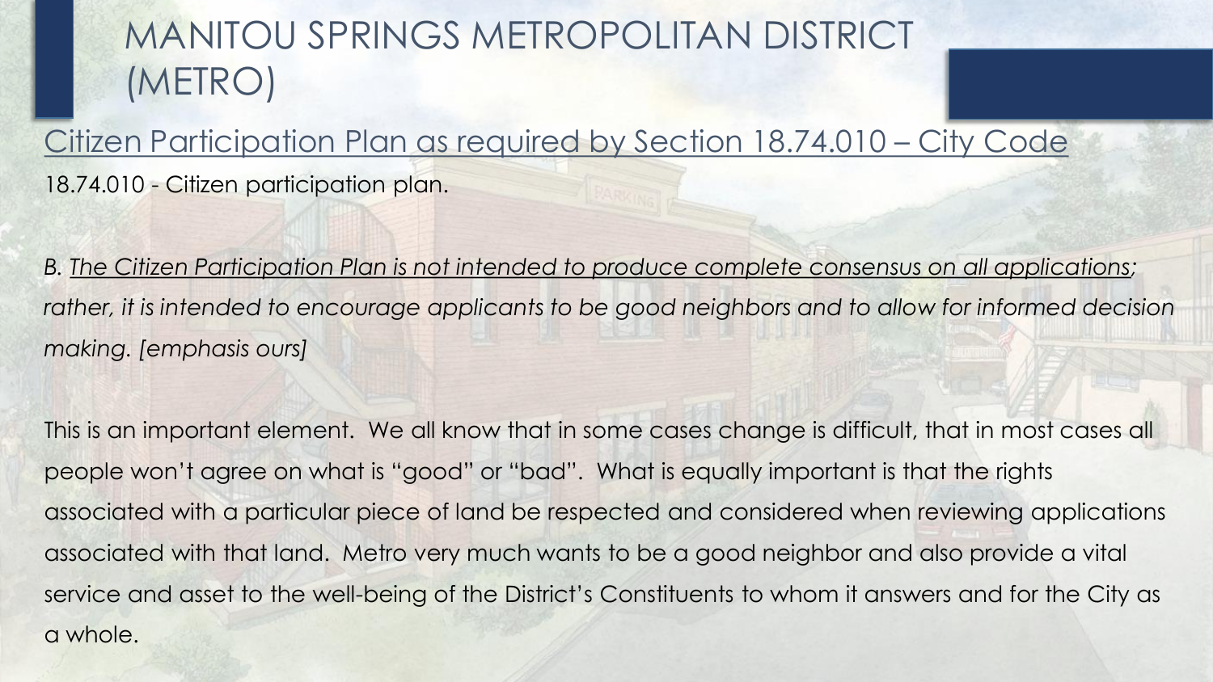# MANITOU SPRINGS METROPOLITAN DISTRICT (METRO)

## <u>Citizen Participation Plan as required by Section 18.74.010 – City Code</u>

18.74.010 - Citizen participation plan.

*B. <u>The Citizen Participation Plan is not intended to produce complete consensus on all applications</u>; rather, it is intended to encourage applicants to be good neighbors and to allow for informed decision making. [emphasis ours]*

This is an important element. We all know that in some cases change is difficult, that in most cases all people won't agree on what is "good" or "bad". What is equally important is that the rights associated with a particular piece of land be respected and considered when reviewing applications associated with that land. Metro very much wants to be a good neighbor and also provide a vital service and asset to the well-being of the District's Constituents to whom it answers and for the City as a whole.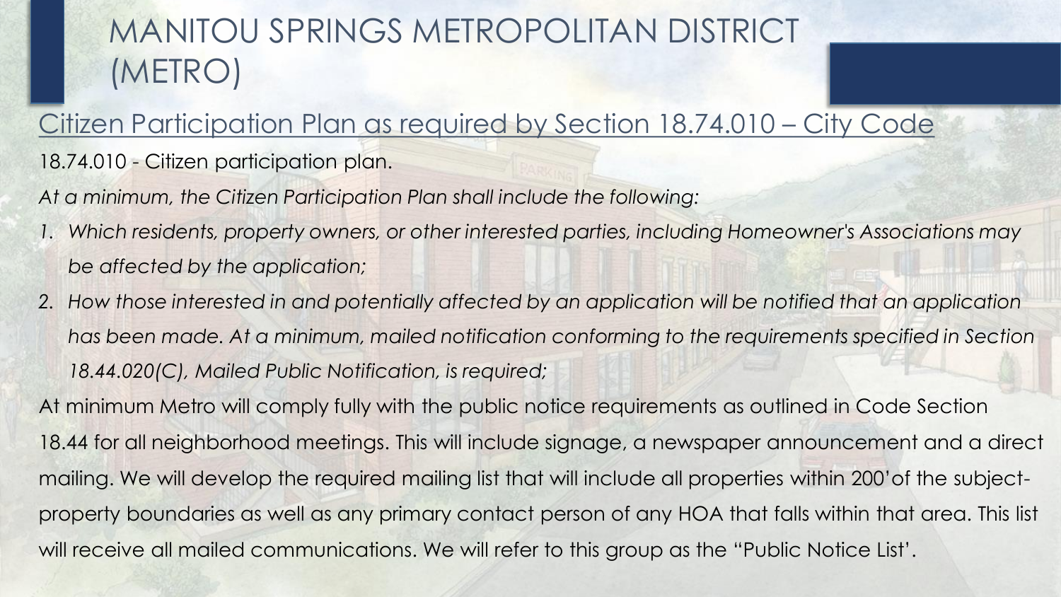# MANITOU SPRINGS METROPOLITAN DISTRICT (METRO)

## Citizen Participation Plan as required by Section 18.74.010 – City Code

18.74.010 - Citizen participation plan.

*At a minimum, the Citizen Participation Plan shall include the following:*

1. *Which residents, property owners, or other interested parties, including Homeowner's Associations may be affected by the application;*
2. *How those interested in and potentially affected by an application will be notified that an application has been made. At a minimum, mailed notification conforming to the requirements specified in Section 18.44.020(C), Mailed Public Notification, is required;*

At minimum Metro will comply fully with the public notice requirements as outlined in Code Section 18.44 for all neighborhood meetings. This will include signage, a newspaper announcement and a direct mailing. We will develop the required mailing list that will include all properties within 200'of the subject-property boundaries as well as any primary contact person of any HOA that falls within that area. This list will receive all mailed communications. We will refer to this group as the "Public Notice List'.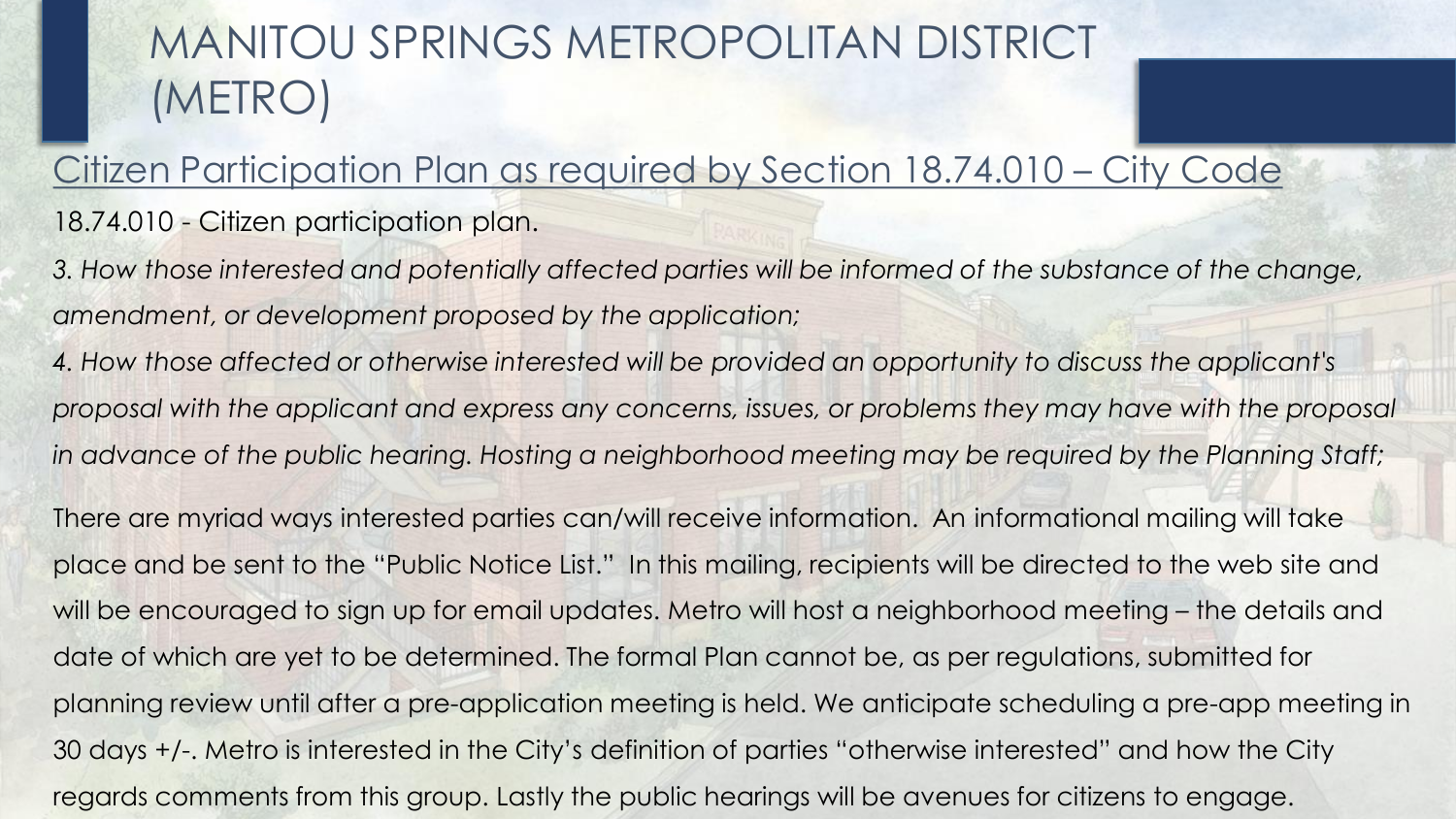# MANITOU SPRINGS METROPOLITAN DISTRICT (METRO)

## Citizen Participation Plan as required by Section 18.74.010 – City Code

18.74.010 - Citizen participation plan.

*3. How those interested and potentially affected parties will be informed of the substance of the change, amendment, or development proposed by the application;*

*4. How those affected or otherwise interested will be provided an opportunity to discuss the applicant's proposal with the applicant and express any concerns, issues, or problems they may have with the proposal in advance of the public hearing. Hosting a neighborhood meeting may be required by the Planning Staff;*

There are myriad ways interested parties can/will receive information. An informational mailing will take place and be sent to the "Public Notice List." In this mailing, recipients will be directed to the web site and will be encouraged to sign up for email updates. Metro will host a neighborhood meeting – the details and date of which are yet to be determined. The formal Plan cannot be, as per regulations, submitted for planning review until after a pre-application meeting is held. We anticipate scheduling a pre-app meeting in 30 days +/-. Metro is interested in the City's definition of parties "otherwise interested" and how the City regards comments from this group. Lastly the public hearings will be avenues for citizens to engage.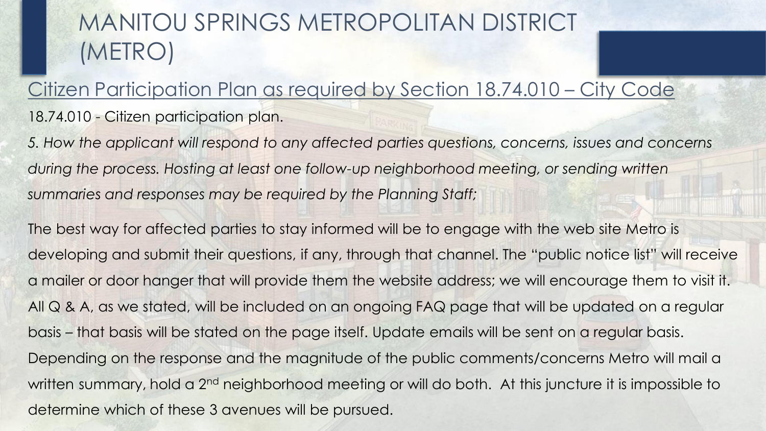# MANITOU SPRINGS METROPOLITAN DISTRICT (METRO)

## Citizen Participation Plan as required by Section 18.74.010 – City Code

18.74.010 - Citizen participation plan.

*5. How the applicant will respond to any affected parties questions, concerns, issues and concerns during the process. Hosting at least one follow-up neighborhood meeting, or sending written summaries and responses may be required by the Planning Staff;*

The best way for affected parties to stay informed will be to engage with the web site Metro is developing and submit their questions, if any, through that channel. The "public notice list" will receive a mailer or door hanger that will provide them the website address; we will encourage them to visit it. All Q & A, as we stated, will be included on an ongoing FAQ page that will be updated on a regular basis – that basis will be stated on the page itself. Update emails will be sent on a regular basis. Depending on the response and the magnitude of the public comments/concerns Metro will mail a written summary, hold a 2nd neighborhood meeting or will do both. At this juncture it is impossible to determine which of these 3 avenues will be pursued.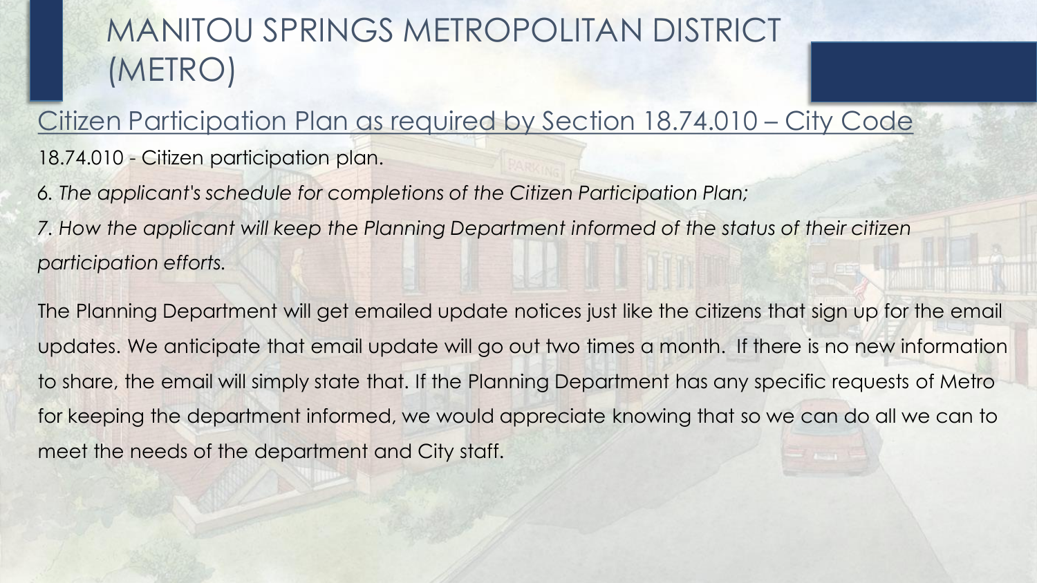# MANITOU SPRINGS METROPOLITAN DISTRICT (METRO)

## Citizen Participation Plan as required by Section 18.74.010 – City Code

18.74.010 - Citizen participation plan.

*6. The applicant's schedule for completions of the Citizen Participation Plan;*

*7. How the applicant will keep the Planning Department informed of the status of their citizen participation efforts.*

The Planning Department will get emailed update notices just like the citizens that sign up for the email updates. We anticipate that email update will go out two times a month. If there is no new information to share, the email will simply state that. If the Planning Department has any specific requests of Metro for keeping the department informed, we would appreciate knowing that so we can do all we can to meet the needs of the department and City staff.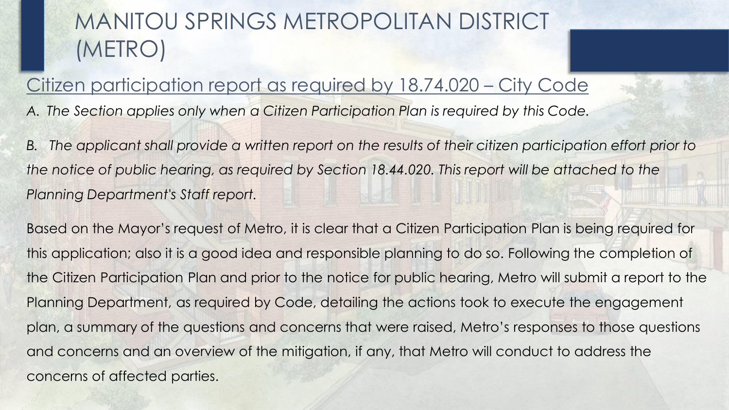# MANITOU SPRINGS METROPOLITAN DISTRICT (METRO)

Citizen participation report as required by 18.74.020 – City Code

*A. The Section applies only when a Citizen Participation Plan is required by this Code.*

*B. The applicant shall provide a written report on the results of their citizen participation effort prior to the notice of public hearing, as required by Section 18.44.020. This report will be attached to the Planning Department's Staff report.*

Based on the Mayor's request of Metro, it is clear that a Citizen Participation Plan is being required for this application; also it is a good idea and responsible planning to do so. Following the completion of the Citizen Participation Plan and prior to the notice for public hearing, Metro will submit a report to the Planning Department, as required by Code, detailing the actions took to execute the engagement plan, a summary of the questions and concerns that were raised, Metro's responses to those questions and concerns and an overview of the mitigation, if any, that Metro will conduct to address the concerns of affected parties.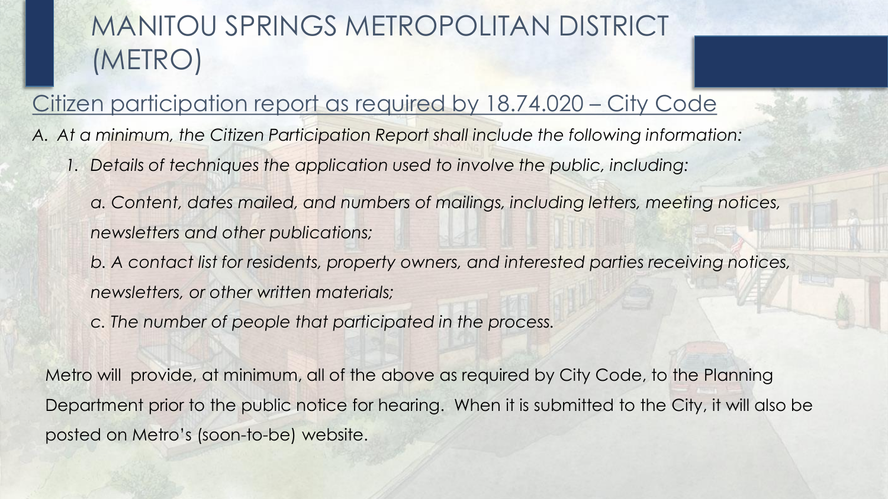# MANITOU SPRINGS METROPOLITAN DISTRICT (METRO)

## Citizen participation report as required by 18.74.020 – City Code

*A. At a minimum, the Citizen Participation Report shall include the following information:*

*1. Details of techniques the application used to involve the public, including:*

*a. Content, dates mailed, and numbers of mailings, including letters, meeting notices, newsletters and other publications;*

*b. A contact list for residents, property owners, and interested parties receiving notices, newsletters, or other written materials;*

*c. The number of people that participated in the process.*

Metro will provide, at minimum, all of the above as required by City Code, to the Planning Department prior to the public notice for hearing. When it is submitted to the City, it will also be posted on Metro's (soon-to-be) website.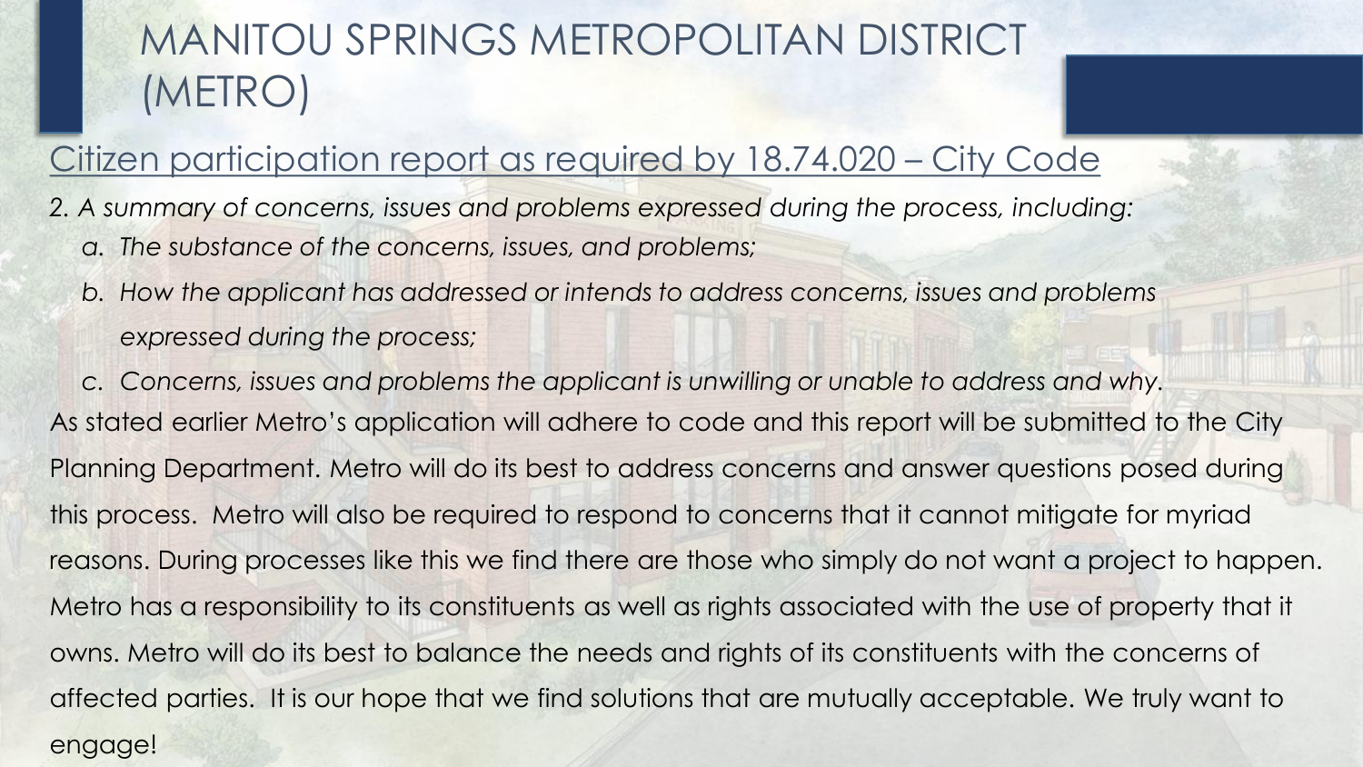# MANITOU SPRINGS METROPOLITAN DISTRICT (METRO)

## Citizen participation report as required by 18.74.020 – City Code

*2. A summary of concerns, issues and problems expressed during the process, including:*

*a. The substance of the concerns, issues, and problems;*

*b. How the applicant has addressed or intends to address concerns, issues and problems expressed during the process;*

*c. Concerns, issues and problems the applicant is unwilling or unable to address and why.*

As stated earlier Metro's application will adhere to code and this report will be submitted to the City Planning Department. Metro will do its best to address concerns and answer questions posed during this process. Metro will also be required to respond to concerns that it cannot mitigate for myriad reasons. During processes like this we find there are those who simply do not want a project to happen. Metro has a responsibility to its constituents as well as rights associated with the use of property that it owns. Metro will do its best to balance the needs and rights of its constituents with the concerns of affected parties. It is our hope that we find solutions that are mutually acceptable. We truly want to engage!